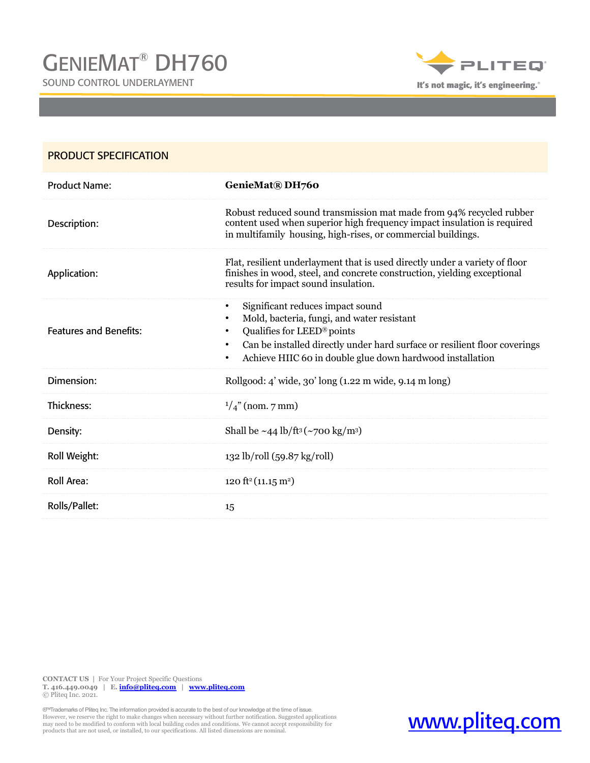# GenieMat® DH760

SOUND CONTROL UNDERLAYMENT

PLITEQ — It's not magic, it's engineering.®

## PRODUCT SPECIFICATION

| | |
|---|---|
| Product Name: | **GenieMat® DH760** |
| Description: | Robust reduced sound transmission mat made from 94% recycled rubber content used when superior high frequency impact insulation is required in multifamily housing, high-rises, or commercial buildings. |
| Application: | Flat, resilient underlayment that is used directly under a variety of floor finishes in wood, steel, and concrete construction, yielding exceptional results for impact sound insulation. |
| Features and Benefits: | • Significant reduces impact sound<br>• Mold, bacteria, fungi, and water resistant<br>• Qualifies for LEED® points<br>• Can be installed directly under hard surface or resilient floor coverings<br>• Achieve HIIC 60 in double glue down hardwood installation |
| Dimension: | Rollgood: 4' wide, 30' long (1.22 m wide, 9.14 m long) |
| Thickness: | 1/4" (nom. 7 mm) |
| Density: | Shall be ~44 lb/ft³ (~700 kg/m³) |
| Roll Weight: | 132 lb/roll (59.87 kg/roll) |
| Roll Area: | 120 ft² (11.15 m²) |
| Rolls/Pallet: | 15 |

**CONTACT US** | For Your Project Specific Questions
**T. 416.449.0049** | **E. info@pliteq.com** | **www.pliteq.com**
© Pliteq Inc. 2021.

®™Trademarks of Pliteq Inc. The information provided is accurate to the best of our knowledge at the time of issue. However, we reserve the right to make changes when necessary without further notification. Suggested applications may need to be modified to conform with local building codes and conditions. We cannot accept responsibility for products that are not used, or installed, to our specifications. All listed dimensions are nominal.

www.pliteq.com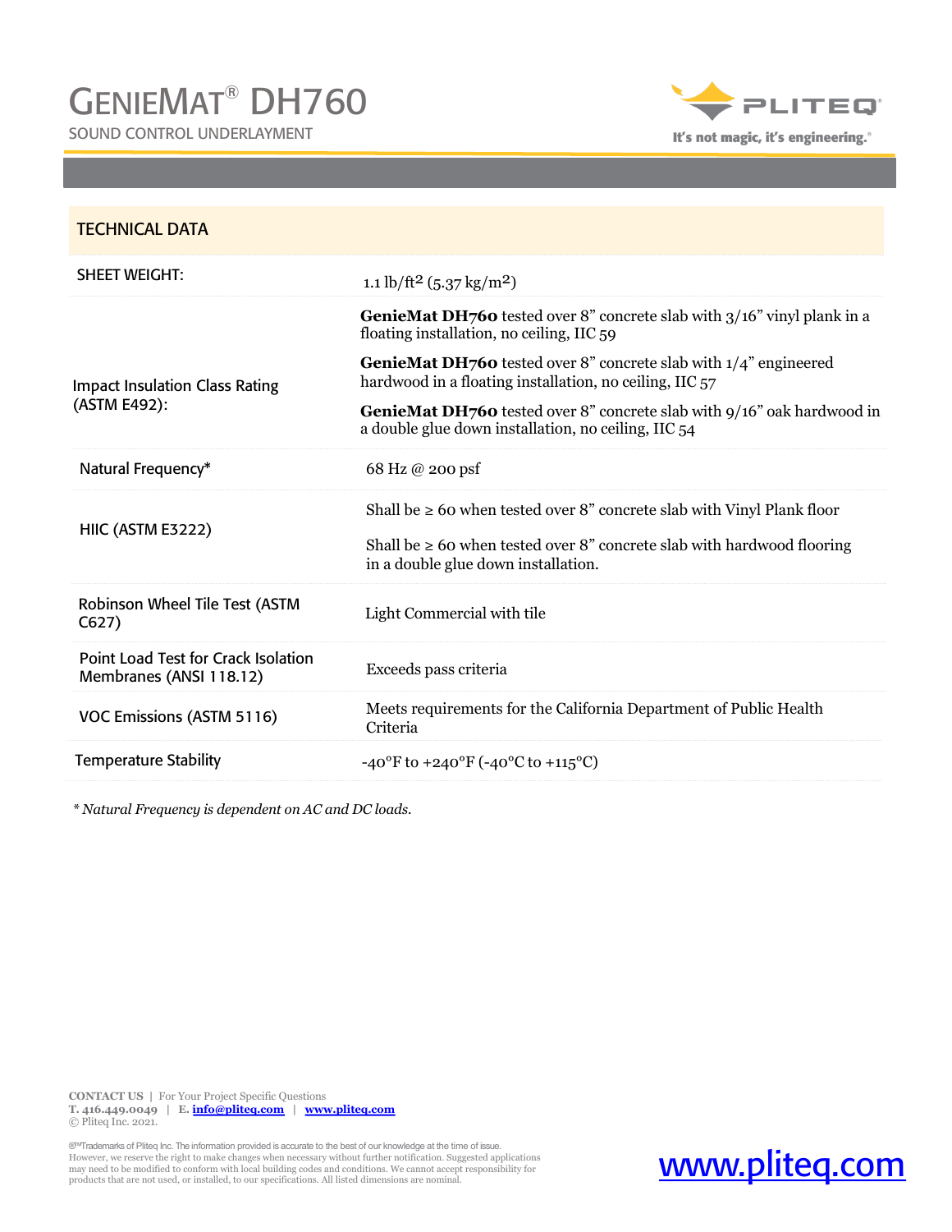# GenieMat® DH760

SOUND CONTROL UNDERLAYMENT

## TECHNICAL DATA

| | |
|---|---|
| SHEET WEIGHT: | 1.1 lb/ft² (5.37 kg/m²) |
| Impact Insulation Class Rating (ASTM E492): | **GenieMat DH760** tested over 8" concrete slab with 3/16" vinyl plank in a floating installation, no ceiling, IIC 59<br><br>**GenieMat DH760** tested over 8" concrete slab with 1/4" engineered hardwood in a floating installation, no ceiling, IIC 57<br><br>**GenieMat DH760** tested over 8" concrete slab with 9/16" oak hardwood in a double glue down installation, no ceiling, IIC 54 |
| Natural Frequency* | 68 Hz @ 200 psf |
| HIIC (ASTM E3222) | Shall be ≥ 60 when tested over 8" concrete slab with Vinyl Plank floor<br><br>Shall be ≥ 60 when tested over 8" concrete slab with hardwood flooring in a double glue down installation. |
| Robinson Wheel Tile Test (ASTM C627) | Light Commercial with tile |
| Point Load Test for Crack Isolation Membranes (ANSI 118.12) | Exceeds pass criteria |
| VOC Emissions (ASTM 5116) | Meets requirements for the California Department of Public Health Criteria |
| Temperature Stability | -40°F to +240°F (-40°C to +115°C) |

*\* Natural Frequency is dependent on AC and DC loads.*

**CONTACT US** | For Your Project Specific Questions
**T. 416.449.0049** | **E. info@pliteq.com** | **www.pliteq.com**
© Pliteq Inc. 2021.

®™Trademarks of Pliteq Inc. The information provided is accurate to the best of our knowledge at the time of issue. However, we reserve the right to make changes when necessary without further notification. Suggested applications may need to be modified to conform with local building codes and conditions. We cannot accept responsibility for products that are not used, or installed, to our specifications. All listed dimensions are nominal.

www.pliteq.com